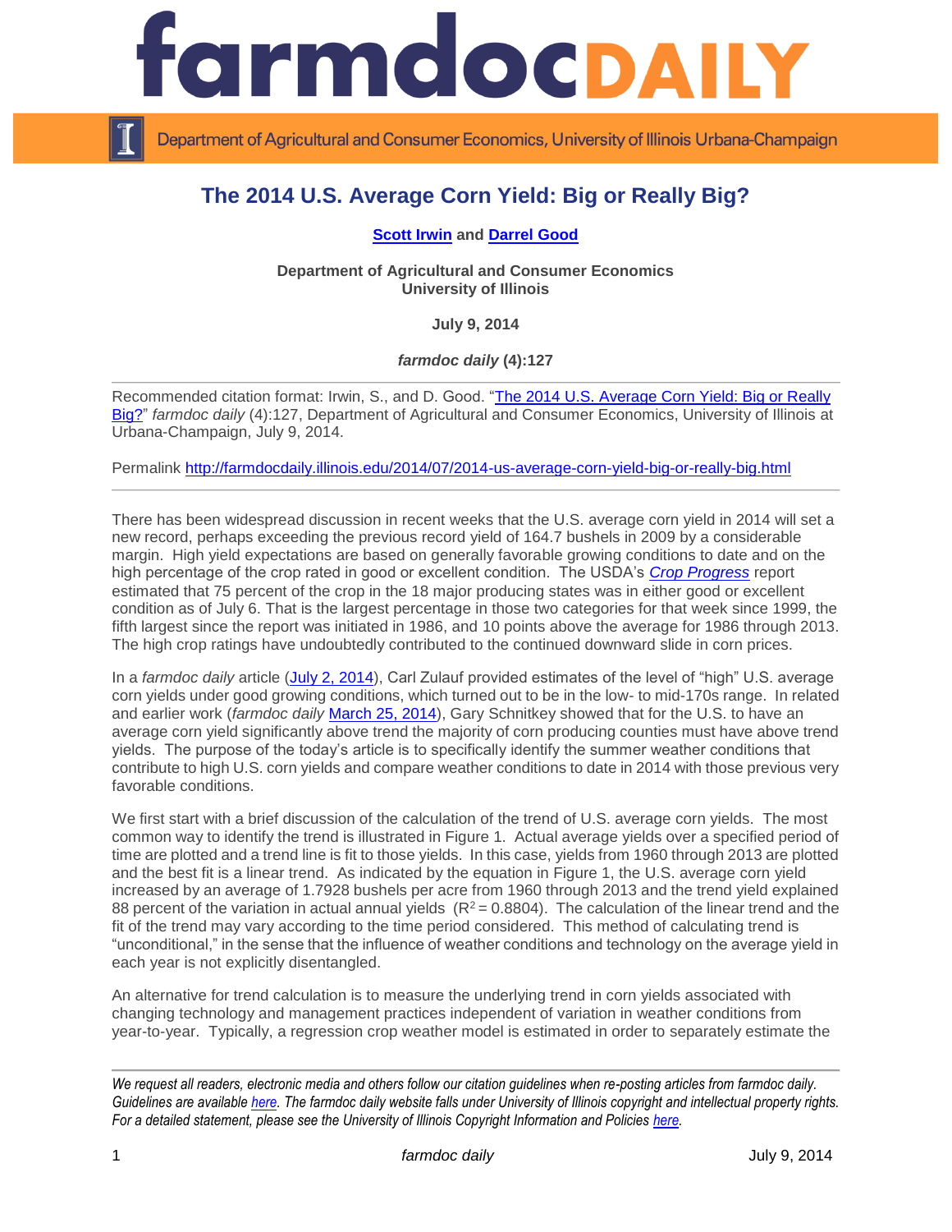# The 2014 U.S. Average Corn Yield: Big or Really Big?

**Scott Irwin and Darrel Good**

**Department of Agricultural and Consumer Economics**
**University of Illinois**

**July 9, 2014**

***farmdoc daily* (4):127**

---

Recommended citation format: Irwin, S., and D. Good. "The 2014 U.S. Average Corn Yield: Big or Really Big?" *farmdoc daily* (4):127, Department of Agricultural and Consumer Economics, University of Illinois at Urbana-Champaign, July 9, 2014.

Permalink http://farmdocdaily.illinois.edu/2014/07/2014-us-average-corn-yield-big-or-really-big.html

---

There has been widespread discussion in recent weeks that the U.S. average corn yield in 2014 will set a new record, perhaps exceeding the previous record yield of 164.7 bushels in 2009 by a considerable margin. High yield expectations are based on generally favorable growing conditions to date and on the high percentage of the crop rated in good or excellent condition. The USDA's *Crop Progress* report estimated that 75 percent of the crop in the 18 major producing states was in either good or excellent condition as of July 6. That is the largest percentage in those two categories for that week since 1999, the fifth largest since the report was initiated in 1986, and 10 points above the average for 1986 through 2013. The high crop ratings have undoubtedly contributed to the continued downward slide in corn prices.

In a *farmdoc daily* article (July 2, 2014), Carl Zulauf provided estimates of the level of "high" U.S. average corn yields under good growing conditions, which turned out to be in the low- to mid-170s range. In related and earlier work (*farmdoc daily* March 25, 2014), Gary Schnitkey showed that for the U.S. to have an average corn yield significantly above trend the majority of corn producing counties must have above trend yields. The purpose of the today's article is to specifically identify the summer weather conditions that contribute to high U.S. corn yields and compare weather conditions to date in 2014 with those previous very favorable conditions.

We first start with a brief discussion of the calculation of the trend of U.S. average corn yields. The most common way to identify the trend is illustrated in Figure 1. Actual average yields over a specified period of time are plotted and a trend line is fit to those yields. In this case, yields from 1960 through 2013 are plotted and the best fit is a linear trend. As indicated by the equation in Figure 1, the U.S. average corn yield increased by an average of 1.7928 bushels per acre from 1960 through 2013 and the trend yield explained 88 percent of the variation in actual annual yields ($R^2 = 0.8804$). The calculation of the linear trend and the fit of the trend may vary according to the time period considered. This method of calculating trend is "unconditional," in the sense that the influence of weather conditions and technology on the average yield in each year is not explicitly disentangled.

An alternative for trend calculation is to measure the underlying trend in corn yields associated with changing technology and management practices independent of variation in weather conditions from year-to-year. Typically, a regression crop weather model is estimated in order to separately estimate the

---

*We request all readers, electronic media and others follow our citation guidelines when re-posting articles from farmdoc daily. Guidelines are available here. The farmdoc daily website falls under University of Illinois copyright and intellectual property rights. For a detailed statement, please see the University of Illinois Copyright Information and Policies here.*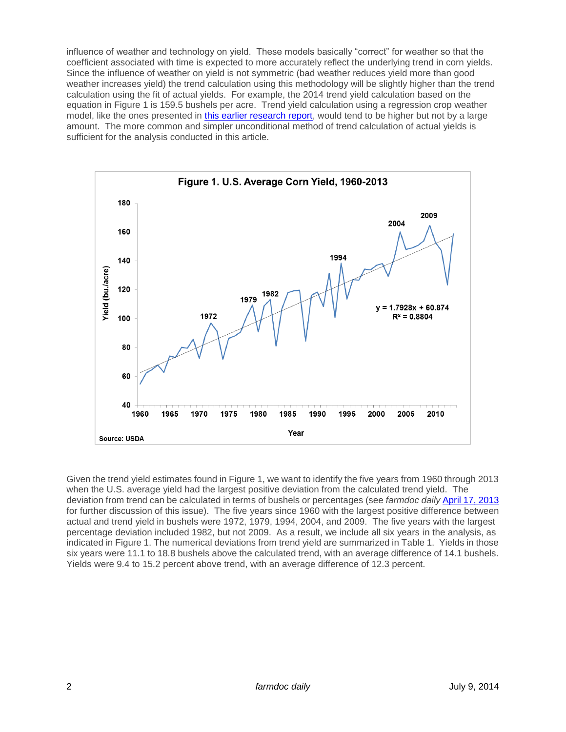influence of weather and technology on yield. These models basically "correct" for weather so that the coefficient associated with time is expected to more accurately reflect the underlying trend in corn yields. Since the influence of weather on yield is not symmetric (bad weather reduces yield more than good weather increases yield) the trend calculation using this methodology will be slightly higher than the trend calculation using the fit of actual yields. For example, the 2014 trend yield calculation based on the equation in Figure 1 is 159.5 bushels per acre. Trend yield calculation using a regression crop weather model, like the ones presented in [this earlier research report](), would tend to be higher but not by a large amount. The more common and simpler unconditional method of trend calculation of actual yields is sufficient for the analysis conducted in this article.

**Figure 1. U.S. Average Corn Yield, 1960-2013**

$y = 1.7928x + 60.874$

$R^2 = 0.8804$

Source: USDA

Given the trend yield estimates found in Figure 1, we want to identify the five years from 1960 through 2013 when the U.S. average yield had the largest positive deviation from the calculated trend yield. The deviation from trend can be calculated in terms of bushels or percentages (see *farmdoc daily* [April 17, 2013]() for further discussion of this issue). The five years since 1960 with the largest positive difference between actual and trend yield in bushels were 1972, 1979, 1994, 2004, and 2009. The five years with the largest percentage deviation included 1982, but not 2009. As a result, we include all six years in the analysis, as indicated in Figure 1. The numerical deviations from trend yield are summarized in Table 1. Yields in those six years were 11.1 to 18.8 bushels above the calculated trend, with an average difference of 14.1 bushels. Yields were 9.4 to 15.2 percent above trend, with an average difference of 12.3 percent.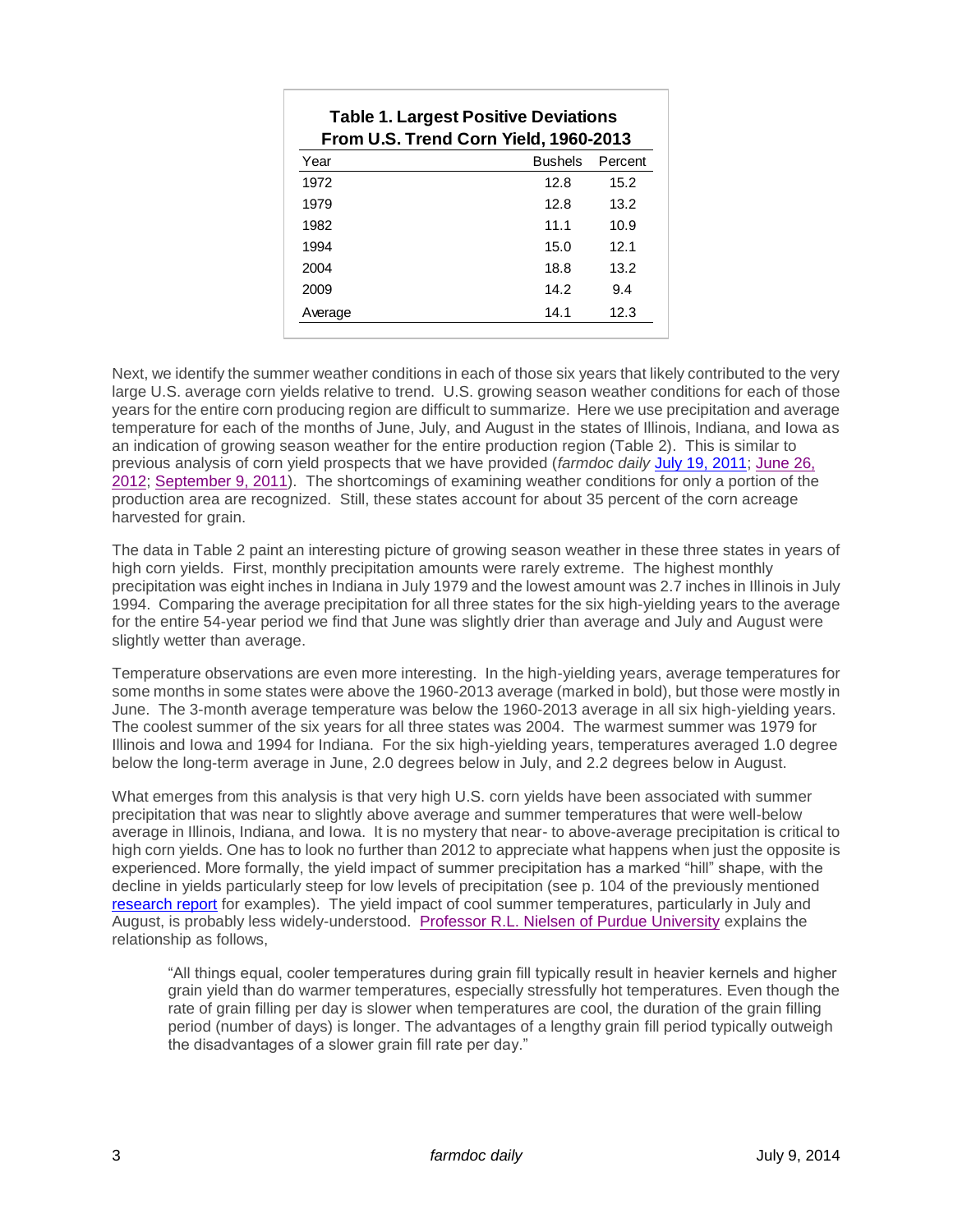**Table 1. Largest Positive Deviations From U.S. Trend Corn Yield, 1960-2013**

| Year | Bushels | Percent |
|---|---|---|
| 1972 | 12.8 | 15.2 |
| 1979 | 12.8 | 13.2 |
| 1982 | 11.1 | 10.9 |
| 1994 | 15.0 | 12.1 |
| 2004 | 18.8 | 13.2 |
| 2009 | 14.2 | 9.4 |
| Average | 14.1 | 12.3 |

Next, we identify the summer weather conditions in each of those six years that likely contributed to the very large U.S. average corn yields relative to trend. U.S. growing season weather conditions for each of those years for the entire corn producing region are difficult to summarize. Here we use precipitation and average temperature for each of the months of June, July, and August in the states of Illinois, Indiana, and Iowa as an indication of growing season weather for the entire production region (Table 2). This is similar to previous analysis of corn yield prospects that we have provided (*farmdoc daily* July 19, 2011; June 26, 2012; September 9, 2011). The shortcomings of examining weather conditions for only a portion of the production area are recognized. Still, these states account for about 35 percent of the corn acreage harvested for grain.

The data in Table 2 paint an interesting picture of growing season weather in these three states in years of high corn yields. First, monthly precipitation amounts were rarely extreme. The highest monthly precipitation was eight inches in Indiana in July 1979 and the lowest amount was 2.7 inches in Illinois in July 1994. Comparing the average precipitation for all three states for the six high-yielding years to the average for the entire 54-year period we find that June was slightly drier than average and July and August were slightly wetter than average.

Temperature observations are even more interesting. In the high-yielding years, average temperatures for some months in some states were above the 1960-2013 average (marked in bold), but those were mostly in June. The 3-month average temperature was below the 1960-2013 average in all six high-yielding years. The coolest summer of the six years for all three states was 2004. The warmest summer was 1979 for Illinois and Iowa and 1994 for Indiana. For the six high-yielding years, temperatures averaged 1.0 degree below the long-term average in June, 2.0 degrees below in July, and 2.2 degrees below in August.

What emerges from this analysis is that very high U.S. corn yields have been associated with summer precipitation that was near to slightly above average and summer temperatures that were well-below average in Illinois, Indiana, and Iowa. It is no mystery that near- to above-average precipitation is critical to high corn yields. One has to look no further than 2012 to appreciate what happens when just the opposite is experienced. More formally, the yield impact of summer precipitation has a marked "hill" shape, with the decline in yields particularly steep for low levels of precipitation (see p. 104 of the previously mentioned research report for examples). The yield impact of cool summer temperatures, particularly in July and August, is probably less widely-understood. Professor R.L. Nielsen of Purdue University explains the relationship as follows,

> "All things equal, cooler temperatures during grain fill typically result in heavier kernels and higher grain yield than do warmer temperatures, especially stressfully hot temperatures. Even though the rate of grain filling per day is slower when temperatures are cool, the duration of the grain filling period (number of days) is longer. The advantages of a lengthy grain fill period typically outweigh the disadvantages of a slower grain fill rate per day."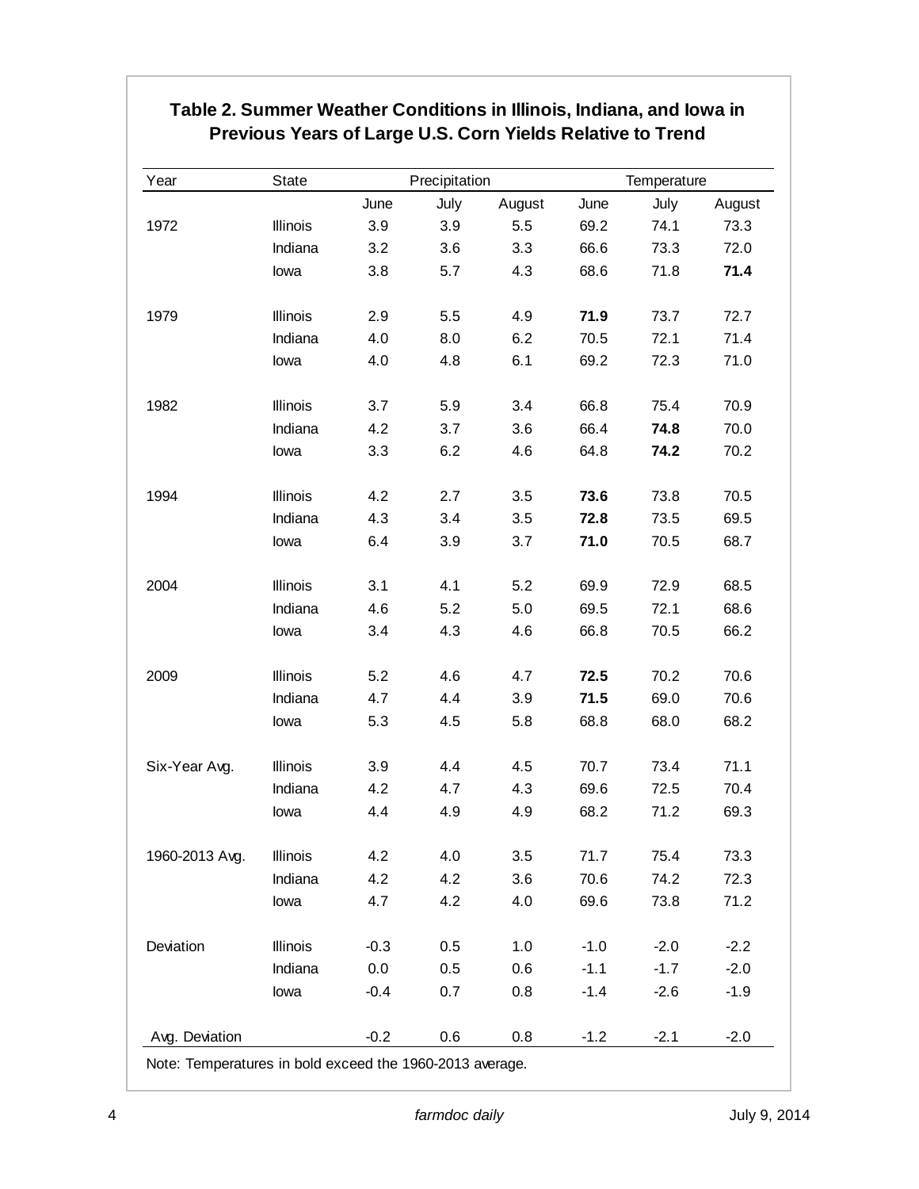**Table 2. Summer Weather Conditions in Illinois, Indiana, and Iowa in Previous Years of Large U.S. Corn Yields Relative to Trend**

| Year | State | Precipitation | | | Temperature | | |
|---|---|---|---|---|---|---|---|
| | | June | July | August | June | July | August |
| 1972 | Illinois | 3.9 | 3.9 | 5.5 | 69.2 | 74.1 | 73.3 |
| | Indiana | 3.2 | 3.6 | 3.3 | 66.6 | 73.3 | 72.0 |
| | Iowa | 3.8 | 5.7 | 4.3 | 68.6 | 71.8 | **71.4** |
| 1979 | Illinois | 2.9 | 5.5 | 4.9 | **71.9** | 73.7 | 72.7 |
| | Indiana | 4.0 | 8.0 | 6.2 | 70.5 | 72.1 | 71.4 |
| | Iowa | 4.0 | 4.8 | 6.1 | 69.2 | 72.3 | 71.0 |
| 1982 | Illinois | 3.7 | 5.9 | 3.4 | 66.8 | 75.4 | 70.9 |
| | Indiana | 4.2 | 3.7 | 3.6 | 66.4 | **74.8** | 70.0 |
| | Iowa | 3.3 | 6.2 | 4.6 | 64.8 | **74.2** | 70.2 |
| 1994 | Illinois | 4.2 | 2.7 | 3.5 | **73.6** | 73.8 | 70.5 |
| | Indiana | 4.3 | 3.4 | 3.5 | **72.8** | 73.5 | 69.5 |
| | Iowa | 6.4 | 3.9 | 3.7 | **71.0** | 70.5 | 68.7 |
| 2004 | Illinois | 3.1 | 4.1 | 5.2 | 69.9 | 72.9 | 68.5 |
| | Indiana | 4.6 | 5.2 | 5.0 | 69.5 | 72.1 | 68.6 |
| | Iowa | 3.4 | 4.3 | 4.6 | 66.8 | 70.5 | 66.2 |
| 2009 | Illinois | 5.2 | 4.6 | 4.7 | **72.5** | 70.2 | 70.6 |
| | Indiana | 4.7 | 4.4 | 3.9 | **71.5** | 69.0 | 70.6 |
| | Iowa | 5.3 | 4.5 | 5.8 | 68.8 | 68.0 | 68.2 |
| Six-Year Avg. | Illinois | 3.9 | 4.4 | 4.5 | 70.7 | 73.4 | 71.1 |
| | Indiana | 4.2 | 4.7 | 4.3 | 69.6 | 72.5 | 70.4 |
| | Iowa | 4.4 | 4.9 | 4.9 | 68.2 | 71.2 | 69.3 |
| 1960-2013 Avg. | Illinois | 4.2 | 4.0 | 3.5 | 71.7 | 75.4 | 73.3 |
| | Indiana | 4.2 | 4.2 | 3.6 | 70.6 | 74.2 | 72.3 |
| | Iowa | 4.7 | 4.2 | 4.0 | 69.6 | 73.8 | 71.2 |
| Deviation | Illinois | -0.3 | 0.5 | 1.0 | -1.0 | -2.0 | -2.2 |
| | Indiana | 0.0 | 0.5 | 0.6 | -1.1 | -1.7 | -2.0 |
| | Iowa | -0.4 | 0.7 | 0.8 | -1.4 | -2.6 | -1.9 |
| Avg. Deviation | | -0.2 | 0.6 | 0.8 | -1.2 | -2.1 | -2.0 |

Note: Temperatures in bold exceed the 1960-2013 average.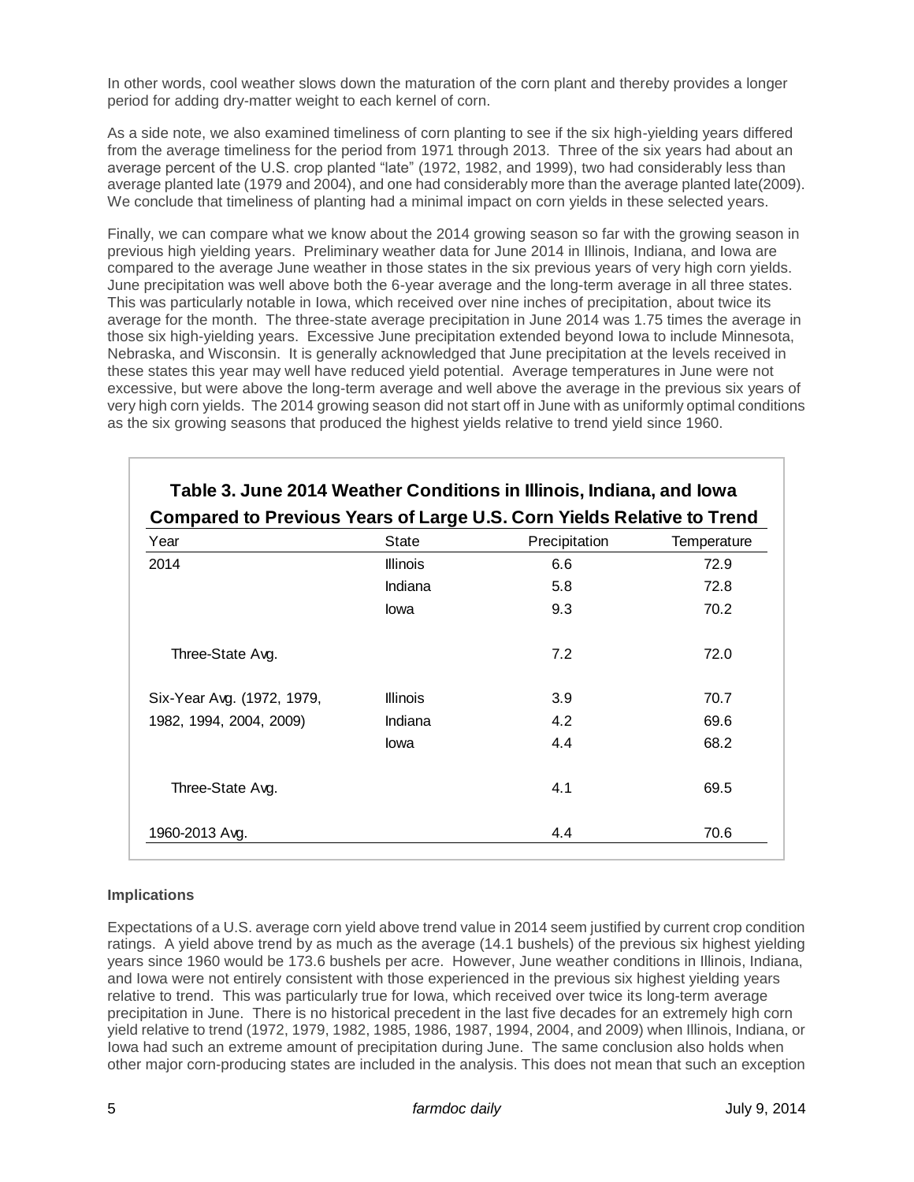In other words, cool weather slows down the maturation of the corn plant and thereby provides a longer period for adding dry-matter weight to each kernel of corn.

As a side note, we also examined timeliness of corn planting to see if the six high-yielding years differed from the average timeliness for the period from 1971 through 2013. Three of the six years had about an average percent of the U.S. crop planted "late" (1972, 1982, and 1999), two had considerably less than average planted late (1979 and 2004), and one had considerably more than the average planted late(2009). We conclude that timeliness of planting had a minimal impact on corn yields in these selected years.

Finally, we can compare what we know about the 2014 growing season so far with the growing season in previous high yielding years. Preliminary weather data for June 2014 in Illinois, Indiana, and Iowa are compared to the average June weather in those states in the six previous years of very high corn yields. June precipitation was well above both the 6-year average and the long-term average in all three states. This was particularly notable in Iowa, which received over nine inches of precipitation, about twice its average for the month. The three-state average precipitation in June 2014 was 1.75 times the average in those six high-yielding years. Excessive June precipitation extended beyond Iowa to include Minnesota, Nebraska, and Wisconsin. It is generally acknowledged that June precipitation at the levels received in these states this year may well have reduced yield potential. Average temperatures in June were not excessive, but were above the long-term average and well above the average in the previous six years of very high corn yields. The 2014 growing season did not start off in June with as uniformly optimal conditions as the six growing seasons that produced the highest yields relative to trend yield since 1960.

**Table 3. June 2014 Weather Conditions in Illinois, Indiana, and Iowa Compared to Previous Years of Large U.S. Corn Yields Relative to Trend**

| Year | State | Precipitation | Temperature |
|---|---|---|---|
| 2014 | Illinois | 6.6 | 72.9 |
| | Indiana | 5.8 | 72.8 |
| | Iowa | 9.3 | 70.2 |
| Three-State Avg. | | 7.2 | 72.0 |
| Six-Year Avg. (1972, 1979, 1982, 1994, 2004, 2009) | Illinois | 3.9 | 70.7 |
| | Indiana | 4.2 | 69.6 |
| | Iowa | 4.4 | 68.2 |
| Three-State Avg. | | 4.1 | 69.5 |
| 1960-2013 Avg. | | 4.4 | 70.6 |

### Implications

Expectations of a U.S. average corn yield above trend value in 2014 seem justified by current crop condition ratings. A yield above trend by as much as the average (14.1 bushels) of the previous six highest yielding years since 1960 would be 173.6 bushels per acre. However, June weather conditions in Illinois, Indiana, and Iowa were not entirely consistent with those experienced in the previous six highest yielding years relative to trend. This was particularly true for Iowa, which received over twice its long-term average precipitation in June. There is no historical precedent in the last five decades for an extremely high corn yield relative to trend (1972, 1979, 1982, 1985, 1986, 1987, 1994, 2004, and 2009) when Illinois, Indiana, or Iowa had such an extreme amount of precipitation during June. The same conclusion also holds when other major corn-producing states are included in the analysis. This does not mean that such an exception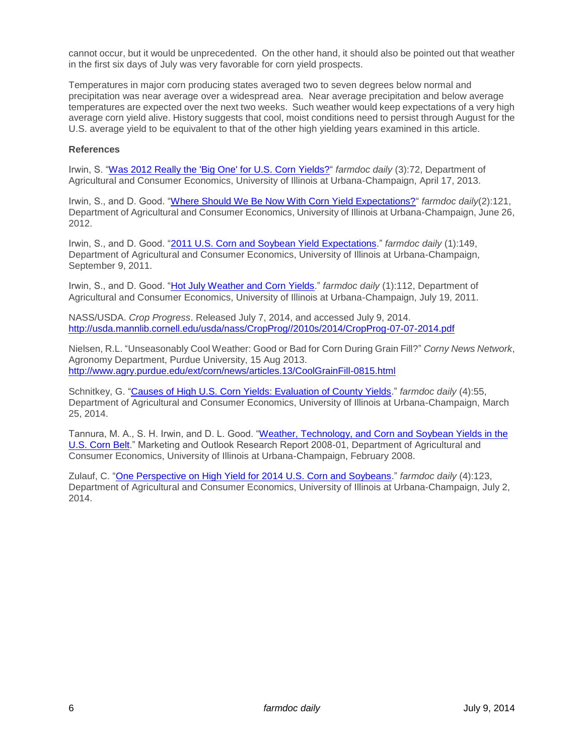cannot occur, but it would be unprecedented. On the other hand, it should also be pointed out that weather in the first six days of July was very favorable for corn yield prospects.

Temperatures in major corn producing states averaged two to seven degrees below normal and precipitation was near average over a widespread area. Near average precipitation and below average temperatures are expected over the next two weeks. Such weather would keep expectations of a very high average corn yield alive. History suggests that cool, moist conditions need to persist through August for the U.S. average yield to be equivalent to that of the other high yielding years examined in this article.

**References**

Irwin, S. "Was 2012 Really the 'Big One' for U.S. Corn Yields?" *farmdoc daily* (3):72, Department of Agricultural and Consumer Economics, University of Illinois at Urbana-Champaign, April 17, 2013.

Irwin, S., and D. Good. "Where Should We Be Now With Corn Yield Expectations?" *farmdoc daily*(2):121, Department of Agricultural and Consumer Economics, University of Illinois at Urbana-Champaign, June 26, 2012.

Irwin, S., and D. Good. "2011 U.S. Corn and Soybean Yield Expectations." *farmdoc daily* (1):149, Department of Agricultural and Consumer Economics, University of Illinois at Urbana-Champaign, September 9, 2011.

Irwin, S., and D. Good. "Hot July Weather and Corn Yields." *farmdoc daily* (1):112, Department of Agricultural and Consumer Economics, University of Illinois at Urbana-Champaign, July 19, 2011.

NASS/USDA. *Crop Progress*. Released July 7, 2014, and accessed July 9, 2014. http://usda.mannlib.cornell.edu/usda/nass/CropProg//2010s/2014/CropProg-07-07-2014.pdf

Nielsen, R.L. "Unseasonably Cool Weather: Good or Bad for Corn During Grain Fill?" *Corny News Network*, Agronomy Department, Purdue University, 15 Aug 2013. http://www.agry.purdue.edu/ext/corn/news/articles.13/CoolGrainFill-0815.html

Schnitkey, G. "Causes of High U.S. Corn Yields: Evaluation of County Yields." *farmdoc daily* (4):55, Department of Agricultural and Consumer Economics, University of Illinois at Urbana-Champaign, March 25, 2014.

Tannura, M. A., S. H. Irwin, and D. L. Good. "Weather, Technology, and Corn and Soybean Yields in the U.S. Corn Belt." Marketing and Outlook Research Report 2008-01, Department of Agricultural and Consumer Economics, University of Illinois at Urbana-Champaign, February 2008.

Zulauf, C. "One Perspective on High Yield for 2014 U.S. Corn and Soybeans." *farmdoc daily* (4):123, Department of Agricultural and Consumer Economics, University of Illinois at Urbana-Champaign, July 2, 2014.